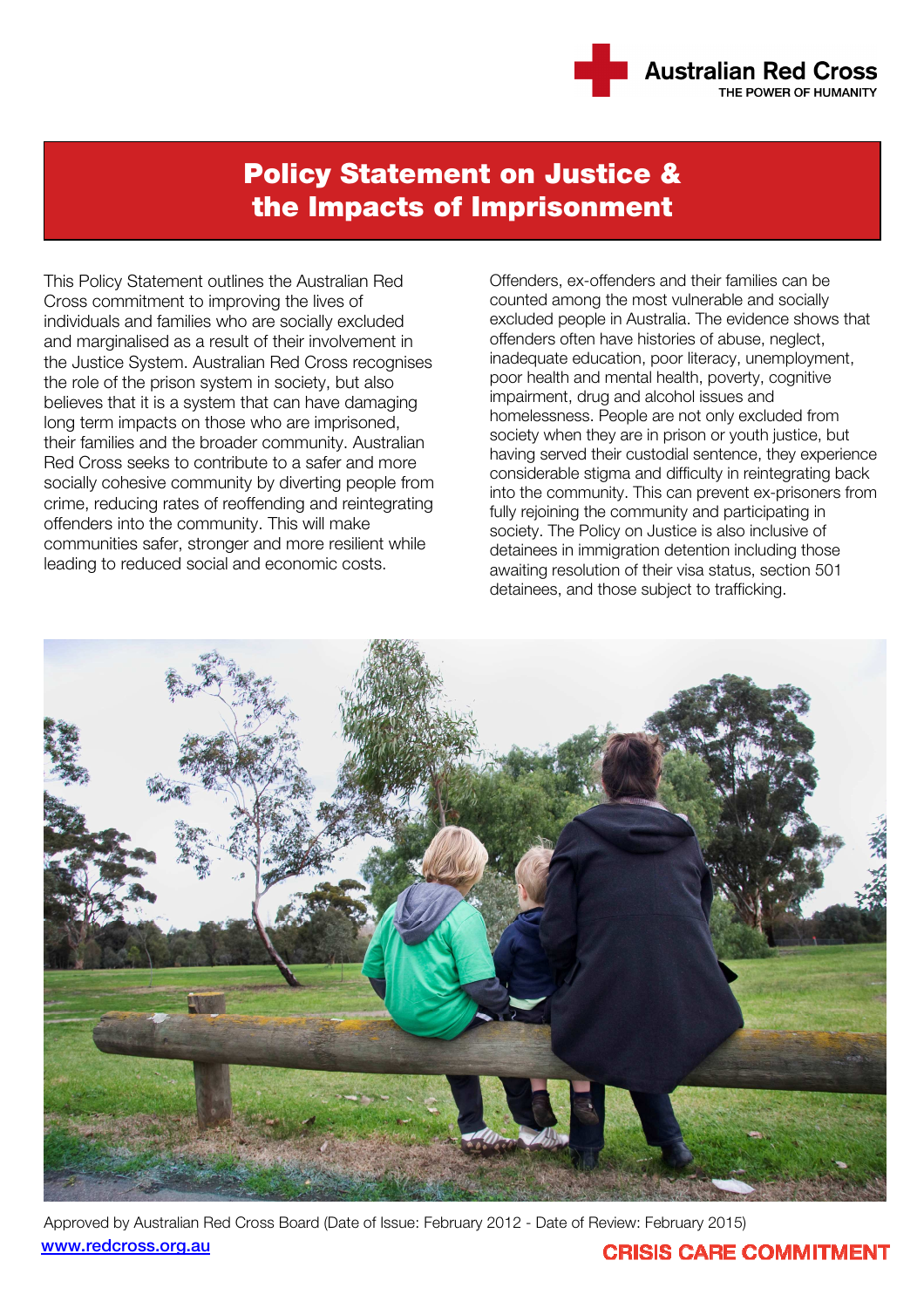Australian Red Cross
THE POWER OF HUMANITY

# Policy Statement on Justice & the Impacts of Imprisonment

This Policy Statement outlines the Australian Red Cross commitment to improving the lives of individuals and families who are socially excluded and marginalised as a result of their involvement in the Justice System. Australian Red Cross recognises the role of the prison system in society, but also believes that it is a system that can have damaging long term impacts on those who are imprisoned, their families and the broader community. Australian Red Cross seeks to contribute to a safer and more socially cohesive community by diverting people from crime, reducing rates of reoffending and reintegrating offenders into the community. This will make communities safer, stronger and more resilient while leading to reduced social and economic costs.

Offenders, ex-offenders and their families can be counted among the most vulnerable and socially excluded people in Australia. The evidence shows that offenders often have histories of abuse, neglect, inadequate education, poor literacy, unemployment, poor health and mental health, poverty, cognitive impairment, drug and alcohol issues and homelessness. People are not only excluded from society when they are in prison or youth justice, but having served their custodial sentence, they experience considerable stigma and difficulty in reintegrating back into the community. This can prevent ex-prisoners from fully rejoining the community and participating in society. The Policy on Justice is also inclusive of detainees in immigration detention including those awaiting resolution of their visa status, section 501 detainees, and those subject to trafficking.

Approved by Australian Red Cross Board (Date of Issue: February 2012 - Date of Review: February 2015)

www.redcross.org.au

**CRISIS CARE COMMITMENT**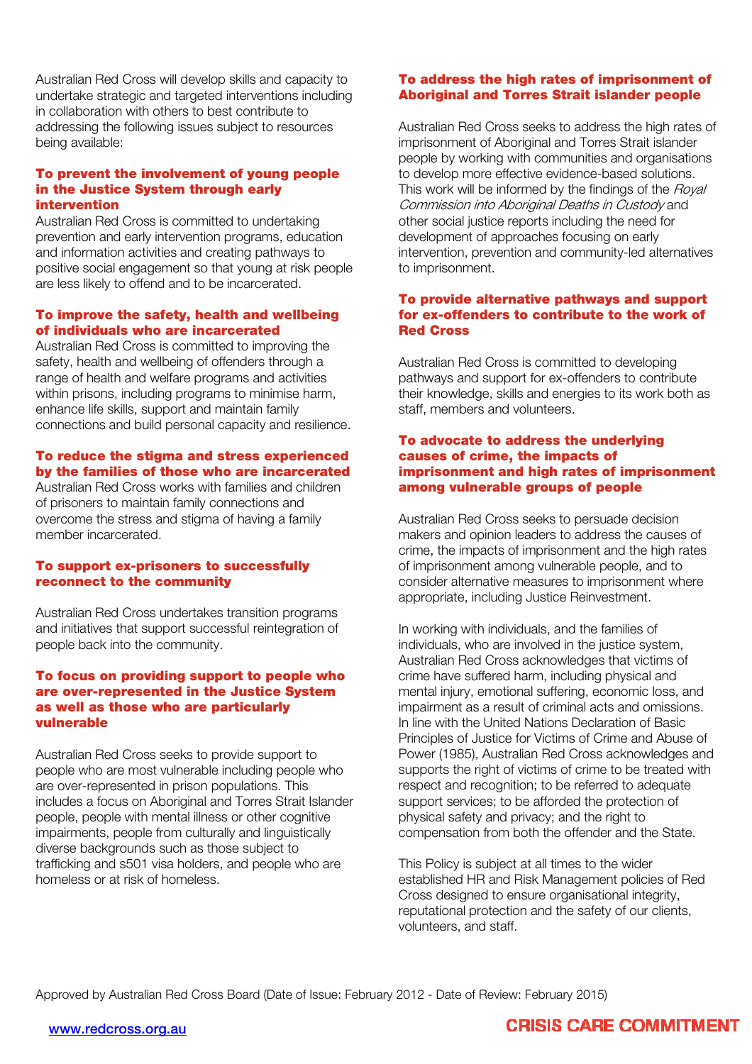Australian Red Cross will develop skills and capacity to undertake strategic and targeted interventions including in collaboration with others to best contribute to addressing the following issues subject to resources being available:

### To prevent the involvement of young people in the Justice System through early intervention

Australian Red Cross is committed to undertaking prevention and early intervention programs, education and information activities and creating pathways to positive social engagement so that young at risk people are less likely to offend and to be incarcerated.

### To improve the safety, health and wellbeing of individuals who are incarcerated

Australian Red Cross is committed to improving the safety, health and wellbeing of offenders through a range of health and welfare programs and activities within prisons, including programs to minimise harm, enhance life skills, support and maintain family connections and build personal capacity and resilience.

### To reduce the stigma and stress experienced by the families of those who are incarcerated

Australian Red Cross works with families and children of prisoners to maintain family connections and overcome the stress and stigma of having a family member incarcerated.

### To support ex-prisoners to successfully reconnect to the community

Australian Red Cross undertakes transition programs and initiatives that support successful reintegration of people back into the community.

### To focus on providing support to people who are over-represented in the Justice System as well as those who are particularly vulnerable

Australian Red Cross seeks to provide support to people who are most vulnerable including people who are over-represented in prison populations. This includes a focus on Aboriginal and Torres Strait Islander people, people with mental illness or other cognitive impairments, people from culturally and linguistically diverse backgrounds such as those subject to trafficking and s501 visa holders, and people who are homeless or at risk of homeless.

### To address the high rates of imprisonment of Aboriginal and Torres Strait islander people

Australian Red Cross seeks to address the high rates of imprisonment of Aboriginal and Torres Strait islander people by working with communities and organisations to develop more effective evidence-based solutions. This work will be informed by the findings of the *Royal Commission into Aboriginal Deaths in Custody* and other social justice reports including the need for development of approaches focusing on early intervention, prevention and community-led alternatives to imprisonment.

### To provide alternative pathways and support for ex-offenders to contribute to the work of Red Cross

Australian Red Cross is committed to developing pathways and support for ex-offenders to contribute their knowledge, skills and energies to its work both as staff, members and volunteers.

### To advocate to address the underlying causes of crime, the impacts of imprisonment and high rates of imprisonment among vulnerable groups of people

Australian Red Cross seeks to persuade decision makers and opinion leaders to address the causes of crime, the impacts of imprisonment and the high rates of imprisonment among vulnerable people, and to consider alternative measures to imprisonment where appropriate, including Justice Reinvestment.

In working with individuals, and the families of individuals, who are involved in the justice system, Australian Red Cross acknowledges that victims of crime have suffered harm, including physical and mental injury, emotional suffering, economic loss, and impairment as a result of criminal acts and omissions. In line with the United Nations Declaration of Basic Principles of Justice for Victims of Crime and Abuse of Power (1985), Australian Red Cross acknowledges and supports the right of victims of crime to be treated with respect and recognition; to be referred to adequate support services; to be afforded the protection of physical safety and privacy; and the right to compensation from both the offender and the State.

This Policy is subject at all times to the wider established HR and Risk Management policies of Red Cross designed to ensure organisational integrity, reputational protection and the safety of our clients, volunteers, and staff.

Approved by Australian Red Cross Board (Date of Issue: February 2012 - Date of Review: February 2015)

www.redcross.org.au

CRISIS CARE COMMITMENT